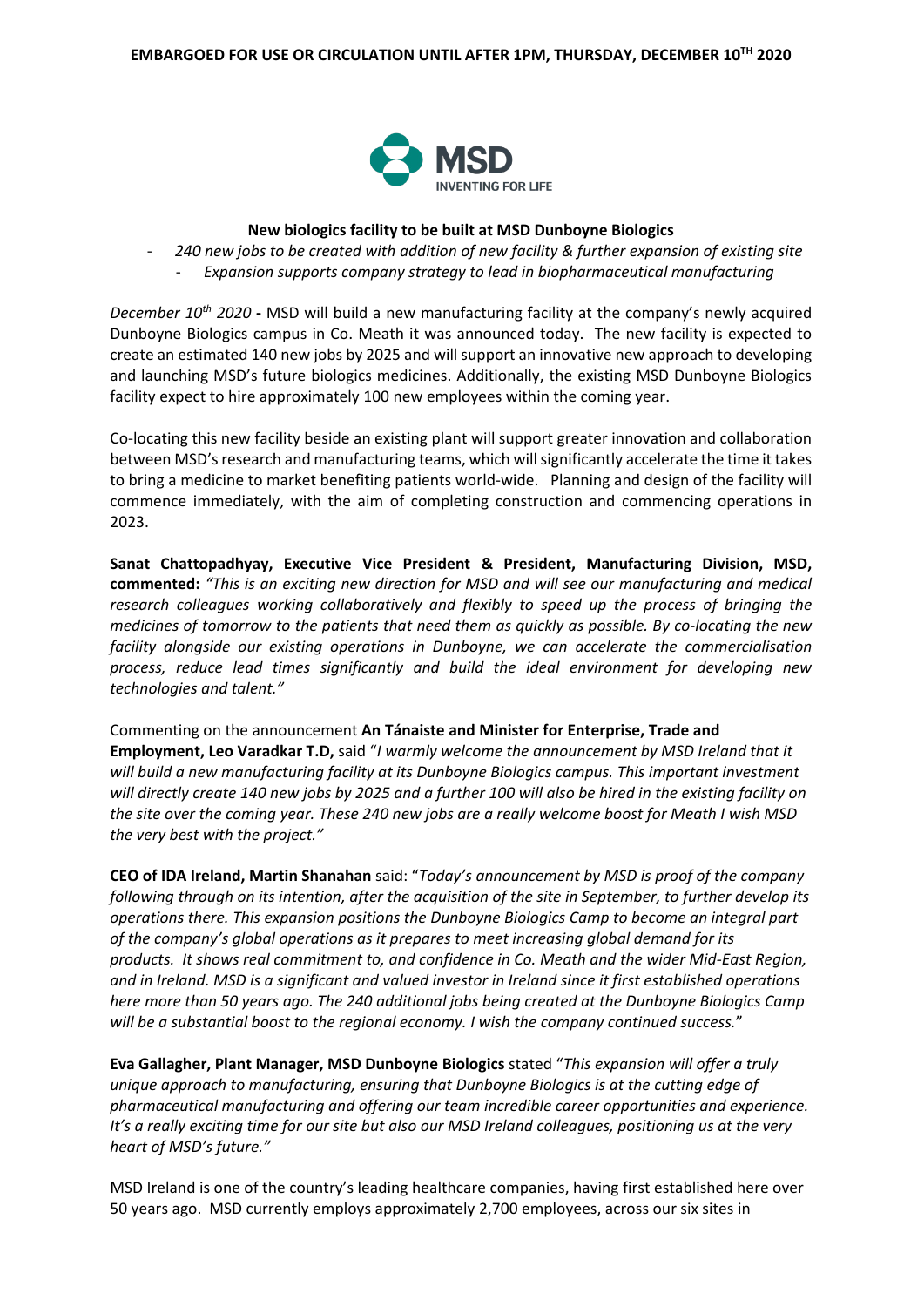**EMBARGOED FOR USE OR CIRCULATION UNTIL AFTER 1PM, THURSDAY, DECEMBER 10TH 2020**

MSD
INVENTING FOR LIFE

**New biologics facility to be built at MSD Dunboyne Biologics**

- *240 new jobs to be created with addition of new facility & further expansion of existing site*
  - *Expansion supports company strategy to lead in biopharmaceutical manufacturing*

*December 10th 2020* **-** MSD will build a new manufacturing facility at the company's newly acquired Dunboyne Biologics campus in Co. Meath it was announced today. The new facility is expected to create an estimated 140 new jobs by 2025 and will support an innovative new approach to developing and launching MSD's future biologics medicines. Additionally, the existing MSD Dunboyne Biologics facility expect to hire approximately 100 new employees within the coming year.

Co-locating this new facility beside an existing plant will support greater innovation and collaboration between MSD's research and manufacturing teams, which will significantly accelerate the time it takes to bring a medicine to market benefiting patients world-wide. Planning and design of the facility will commence immediately, with the aim of completing construction and commencing operations in 2023.

**Sanat Chattopadhyay, Executive Vice President & President, Manufacturing Division, MSD, commented:** *"This is an exciting new direction for MSD and will see our manufacturing and medical research colleagues working collaboratively and flexibly to speed up the process of bringing the medicines of tomorrow to the patients that need them as quickly as possible. By co-locating the new facility alongside our existing operations in Dunboyne, we can accelerate the commercialisation process, reduce lead times significantly and build the ideal environment for developing new technologies and talent."*

Commenting on the announcement **An Tánaiste and Minister for Enterprise, Trade and Employment, Leo Varadkar T.D,** said "*I warmly welcome the announcement by MSD Ireland that it will build a new manufacturing facility at its Dunboyne Biologics campus. This important investment will directly create 140 new jobs by 2025 and a further 100 will also be hired in the existing facility on the site over the coming year. These 240 new jobs are a really welcome boost for Meath I wish MSD the very best with the project."*

**CEO of IDA Ireland, Martin Shanahan** said: "*Today's announcement by MSD is proof of the company following through on its intention, after the acquisition of the site in September, to further develop its operations there. This expansion positions the Dunboyne Biologics Camp to become an integral part of the company's global operations as it prepares to meet increasing global demand for its products. It shows real commitment to, and confidence in Co. Meath and the wider Mid-East Region, and in Ireland. MSD is a significant and valued investor in Ireland since it first established operations here more than 50 years ago. The 240 additional jobs being created at the Dunboyne Biologics Camp will be a substantial boost to the regional economy. I wish the company continued success.*"

**Eva Gallagher, Plant Manager, MSD Dunboyne Biologics** stated "*This expansion will offer a truly unique approach to manufacturing, ensuring that Dunboyne Biologics is at the cutting edge of pharmaceutical manufacturing and offering our team incredible career opportunities and experience. It's a really exciting time for our site but also our MSD Ireland colleagues, positioning us at the very heart of MSD's future."*

MSD Ireland is one of the country's leading healthcare companies, having first established here over 50 years ago. MSD currently employs approximately 2,700 employees, across our six sites in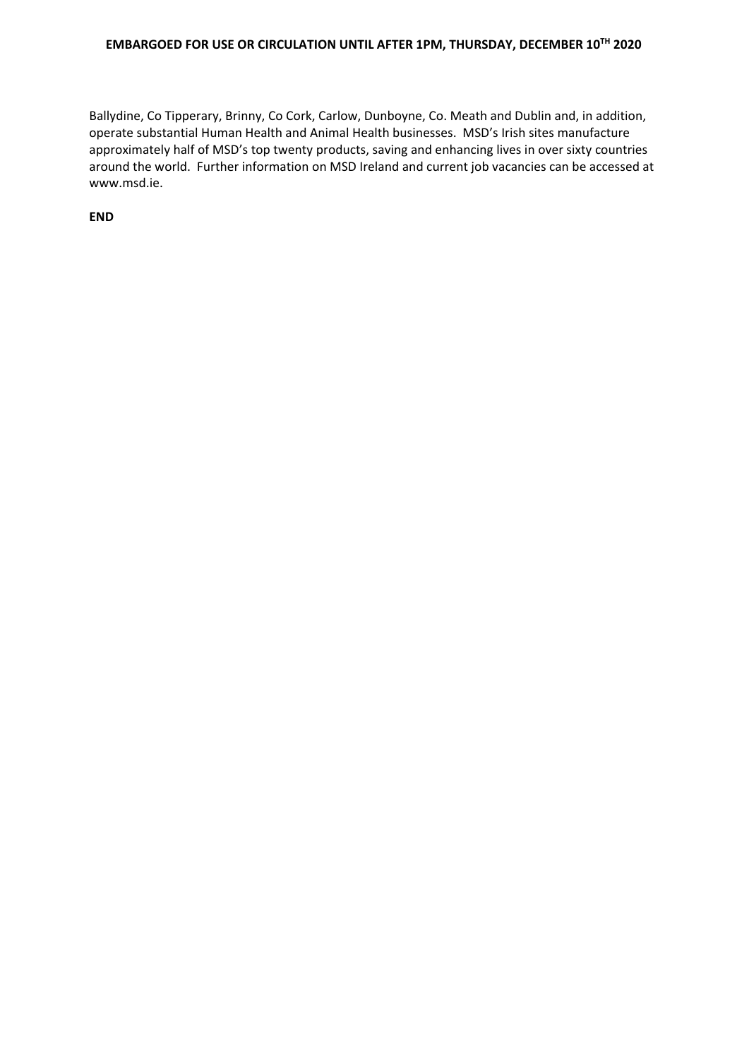Ballydine, Co Tipperary, Brinny, Co Cork, Carlow, Dunboyne, Co. Meath and Dublin and, in addition, operate substantial Human Health and Animal Health businesses. MSD's Irish sites manufacture approximately half of MSD's top twenty products, saving and enhancing lives in over sixty countries around the world. Further information on MSD Ireland and current job vacancies can be accessed at www.msd.ie.

**END**